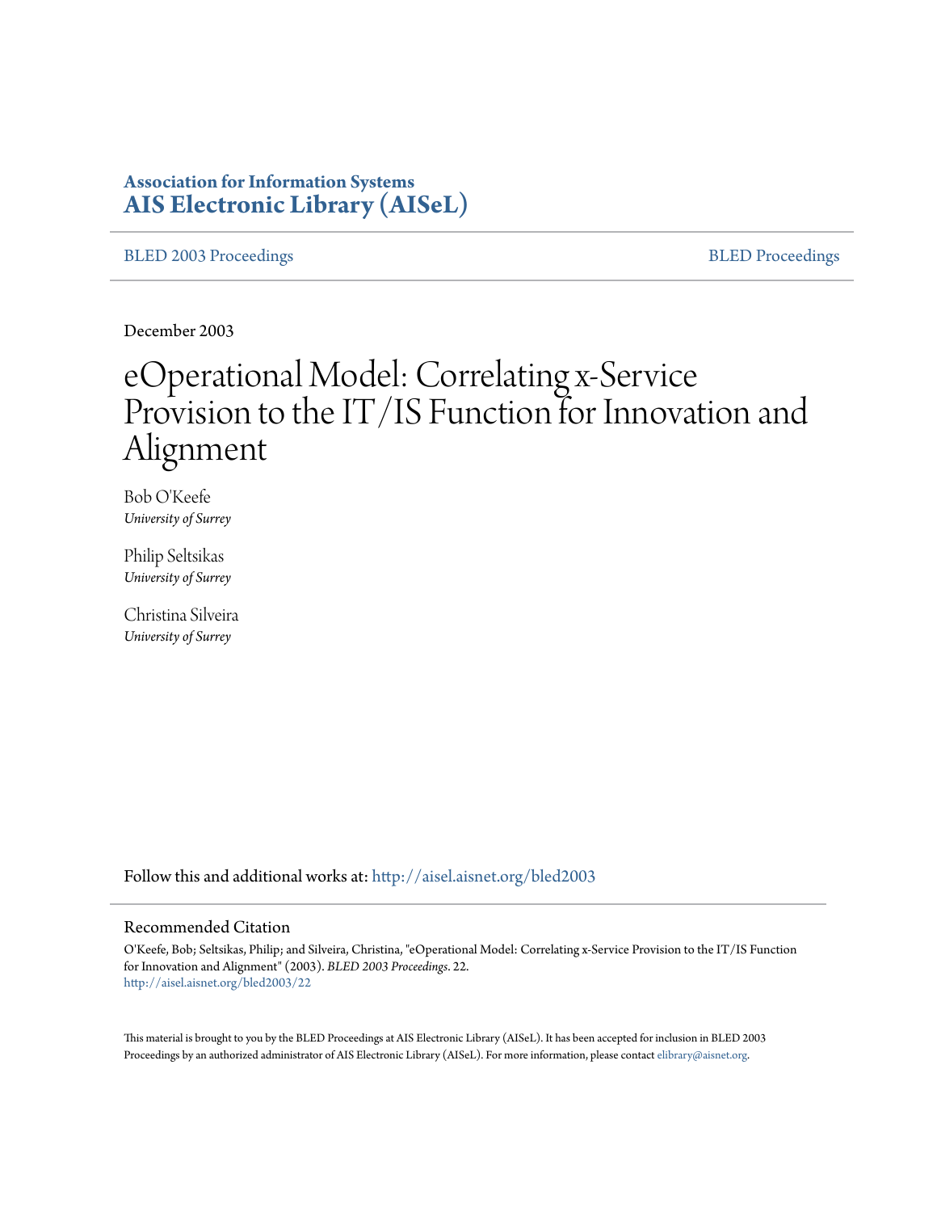**Association for Information Systems**
**AIS Electronic Library (AISeL)**

BLED 2003 Proceedings | BLED Proceedings

December 2003

# eOperational Model: Correlating x-Service Provision to the IT/IS Function for Innovation and Alignment

Bob O'Keefe
*University of Surrey*

Philip Seltsikas
*University of Surrey*

Christina Silveira
*University of Surrey*

Follow this and additional works at: http://aisel.aisnet.org/bled2003

## Recommended Citation

O'Keefe, Bob; Seltsikas, Philip; and Silveira, Christina, "eOperational Model: Correlating x-Service Provision to the IT/IS Function for Innovation and Alignment" (2003). *BLED 2003 Proceedings*. 22.
http://aisel.aisnet.org/bled2003/22

This material is brought to you by the BLED Proceedings at AIS Electronic Library (AISeL). It has been accepted for inclusion in BLED 2003 Proceedings by an authorized administrator of AIS Electronic Library (AISeL). For more information, please contact elibrary@aisnet.org.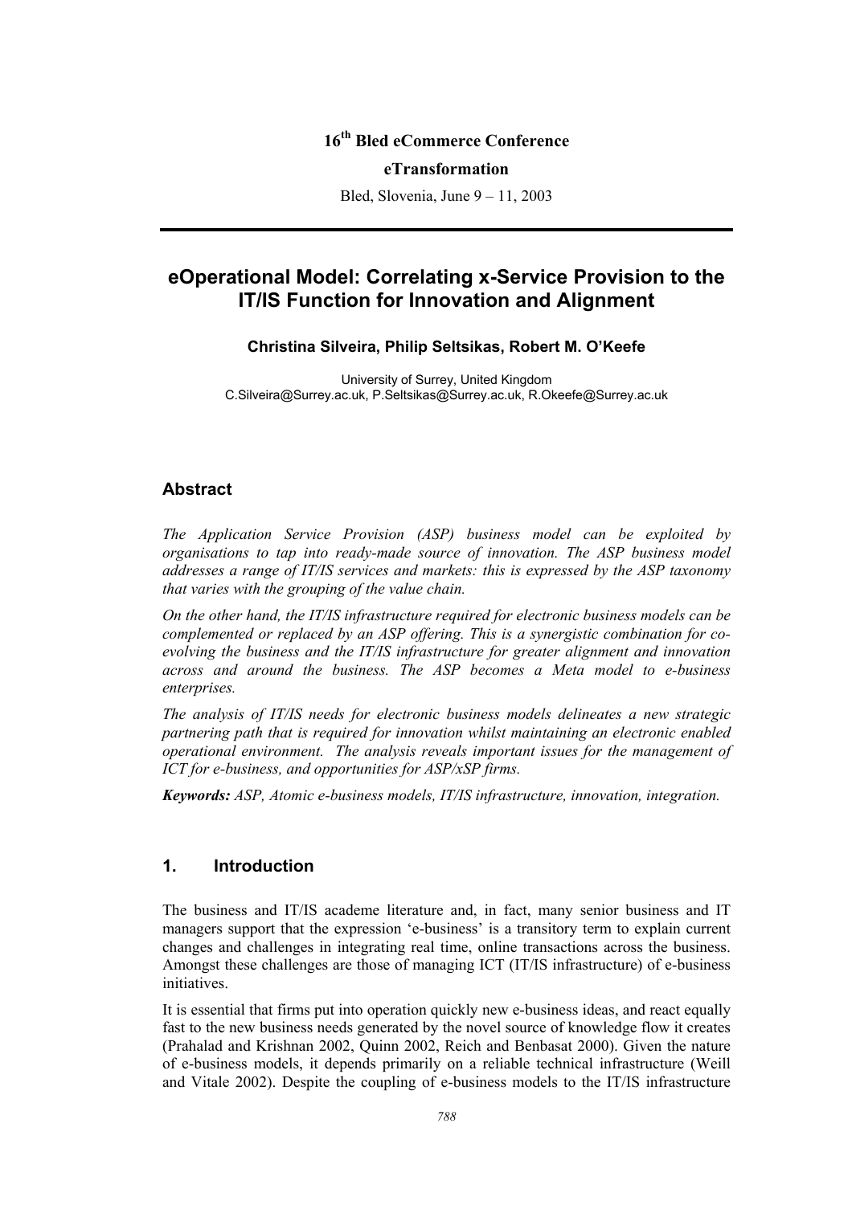16[th] Bled eCommerce Conference

**eTransformation**

Bled, Slovenia, June 9 – 11, 2003

---

# eOperational Model: Correlating x-Service Provision to the IT/IS Function for Innovation and Alignment

**Christina Silveira, Philip Seltsikas, Robert M. O'Keefe**

University of Surrey, United Kingdom
C.Silveira@Surrey.ac.uk, P.Seltsikas@Surrey.ac.uk, R.Okeefe@Surrey.ac.uk

## Abstract

*The Application Service Provision (ASP) business model can be exploited by organisations to tap into ready-made source of innovation. The ASP business model addresses a range of IT/IS services and markets: this is expressed by the ASP taxonomy that varies with the grouping of the value chain.*

*On the other hand, the IT/IS infrastructure required for electronic business models can be complemented or replaced by an ASP offering. This is a synergistic combination for co-evolving the business and the IT/IS infrastructure for greater alignment and innovation across and around the business. The ASP becomes a Meta model to e-business enterprises.*

*The analysis of IT/IS needs for electronic business models delineates a new strategic partnering path that is required for innovation whilst maintaining an electronic enabled operational environment. The analysis reveals important issues for the management of ICT for e-business, and opportunities for ASP/xSP firms.*

***Keywords:*** *ASP, Atomic e-business models, IT/IS infrastructure, innovation, integration.*

## 1. Introduction

The business and IT/IS academe literature and, in fact, many senior business and IT managers support that the expression 'e-business' is a transitory term to explain current changes and challenges in integrating real time, online transactions across the business. Amongst these challenges are those of managing ICT (IT/IS infrastructure) of e-business initiatives.

It is essential that firms put into operation quickly new e-business ideas, and react equally fast to the new business needs generated by the novel source of knowledge flow it creates (Prahalad and Krishnan 2002, Quinn 2002, Reich and Benbasat 2000). Given the nature of e-business models, it depends primarily on a reliable technical infrastructure (Weill and Vitale 2002). Despite the coupling of e-business models to the IT/IS infrastructure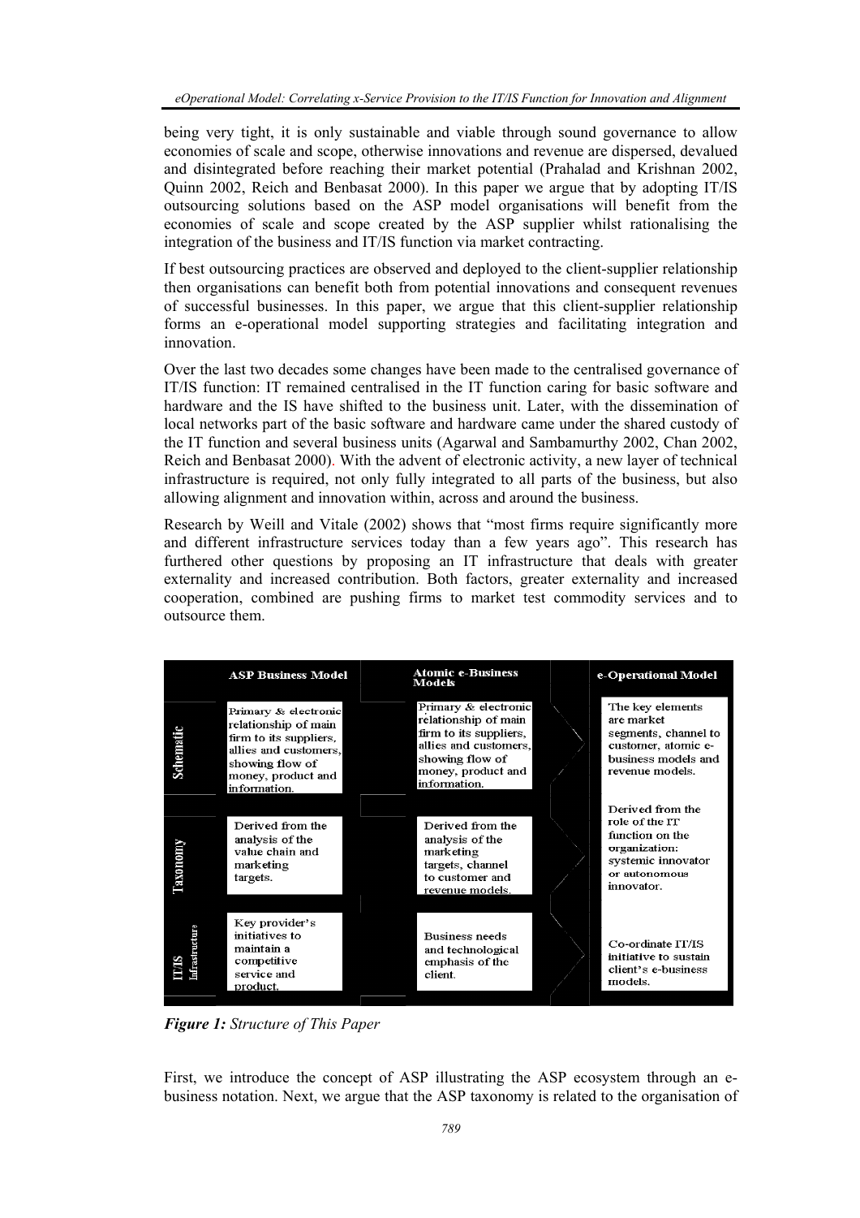being very tight, it is only sustainable and viable through sound governance to allow economies of scale and scope, otherwise innovations and revenue are dispersed, devalued and disintegrated before reaching their market potential (Prahalad and Krishnan 2002, Quinn 2002, Reich and Benbasat 2000). In this paper we argue that by adopting IT/IS outsourcing solutions based on the ASP model organisations will benefit from the economies of scale and scope created by the ASP supplier whilst rationalising the integration of the business and IT/IS function via market contracting.

If best outsourcing practices are observed and deployed to the client-supplier relationship then organisations can benefit both from potential innovations and consequent revenues of successful businesses. In this paper, we argue that this client-supplier relationship forms an e-operational model supporting strategies and facilitating integration and innovation.

Over the last two decades some changes have been made to the centralised governance of IT/IS function: IT remained centralised in the IT function caring for basic software and hardware and the IS have shifted to the business unit. Later, with the dissemination of local networks part of the basic software and hardware came under the shared custody of the IT function and several business units (Agarwal and Sambamurthy 2002, Chan 2002, Reich and Benbasat 2000). With the advent of electronic activity, a new layer of technical infrastructure is required, not only fully integrated to all parts of the business, but also allowing alignment and innovation within, across and around the business.

Research by Weill and Vitale (2002) shows that "most firms require significantly more and different infrastructure services today than a few years ago". This research has furthered other questions by proposing an IT infrastructure that deals with greater externality and increased contribution. Both factors, greater externality and increased cooperation, combined are pushing firms to market test commodity services and to outsource them.

| | ASP Business Model | Atomic e-Business Models | e-Operational Model |
|---|---|---|---|
| Schematic | Primary & electronic relationship of main firm to its suppliers, allies and customers, showing flow of money, product and information. | Primary & electronic relationship of main firm to its suppliers, allies and customers, showing flow of money, product and information. | The key elements are market segments, channel to customer, atomic e-business models and revenue models. |
| Taxonomy | Derived from the analysis of the value chain and marketing targets. | Derived from the analysis of the marketing targets, channel to customer and revenue models. | Derived from the role of the IT function on the organization: systemic innovator or autonomous innovator. |
| IT/IS Infrastructure | Key provider's initiatives to maintain a competitive service and product. | Business needs and technological emphasis of the client. | Co-ordinate IT/IS initiative to sustain client's e-business models. |

***Figure 1:*** *Structure of This Paper*

First, we introduce the concept of ASP illustrating the ASP ecosystem through an e-business notation. Next, we argue that the ASP taxonomy is related to the organisation of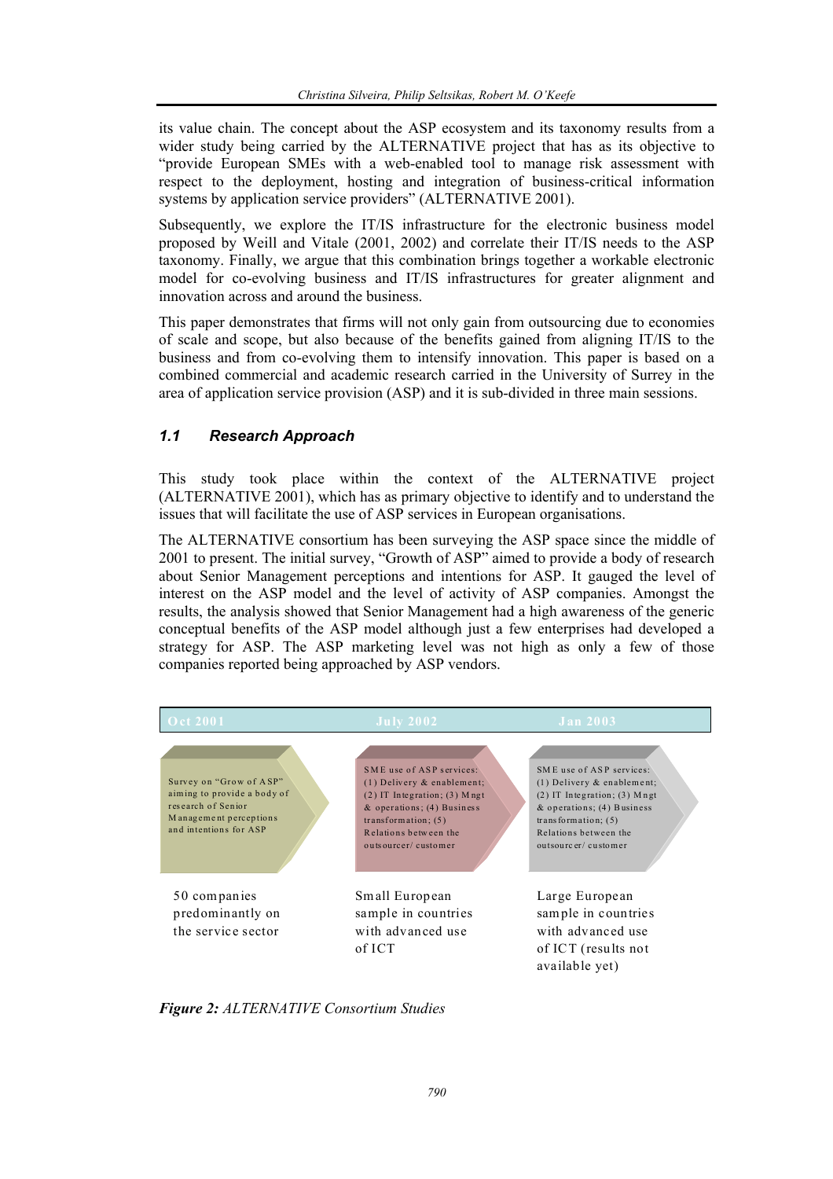its value chain. The concept about the ASP ecosystem and its taxonomy results from a wider study being carried by the ALTERNATIVE project that has as its objective to "provide European SMEs with a web-enabled tool to manage risk assessment with respect to the deployment, hosting and integration of business-critical information systems by application service providers" (ALTERNATIVE 2001).

Subsequently, we explore the IT/IS infrastructure for the electronic business model proposed by Weill and Vitale (2001, 2002) and correlate their IT/IS needs to the ASP taxonomy. Finally, we argue that this combination brings together a workable electronic model for co-evolving business and IT/IS infrastructures for greater alignment and innovation across and around the business.

This paper demonstrates that firms will not only gain from outsourcing due to economies of scale and scope, but also because of the benefits gained from aligning IT/IS to the business and from co-evolving them to intensify innovation. This paper is based on a combined commercial and academic research carried in the University of Surrey in the area of application service provision (ASP) and it is sub-divided in three main sessions.

### *1.1 Research Approach*

This study took place within the context of the ALTERNATIVE project (ALTERNATIVE 2001), which has as primary objective to identify and to understand the issues that will facilitate the use of ASP services in European organisations.

The ALTERNATIVE consortium has been surveying the ASP space since the middle of 2001 to present. The initial survey, "Growth of ASP" aimed to provide a body of research about Senior Management perceptions and intentions for ASP. It gauged the level of interest on the ASP model and the level of activity of ASP companies. Amongst the results, the analysis showed that Senior Management had a high awareness of the generic conceptual benefits of the ASP model although just a few enterprises had developed a strategy for ASP. The ASP marketing level was not high as only a few of those companies reported being approached by ASP vendors.

| Oct 2001 | July 2002 | Jan 2003 |
|---|---|---|
| Survey on "Grow of ASP" aiming to provide a body of research of Senior Management perceptions and intentions for ASP | SME use of ASP services: (1) Delivery & enablement; (2) IT Integration; (3) Mngt & operations; (4) Business transformation; (5) Relations between the outsourcer/ customer | SME use of ASP services: (1) Delivery & enablement; (2) IT Integration; (3) Mngt & operations; (4) Business transformation; (5) Relations between the outsourcer/ customer |
| 50 companies predominantly on the service sector | Small European sample in countries with advanced use of ICT | Large European sample in countries with advanced use of ICT (results not available yet) |

***Figure 2:*** *ALTERNATIVE Consortium Studies*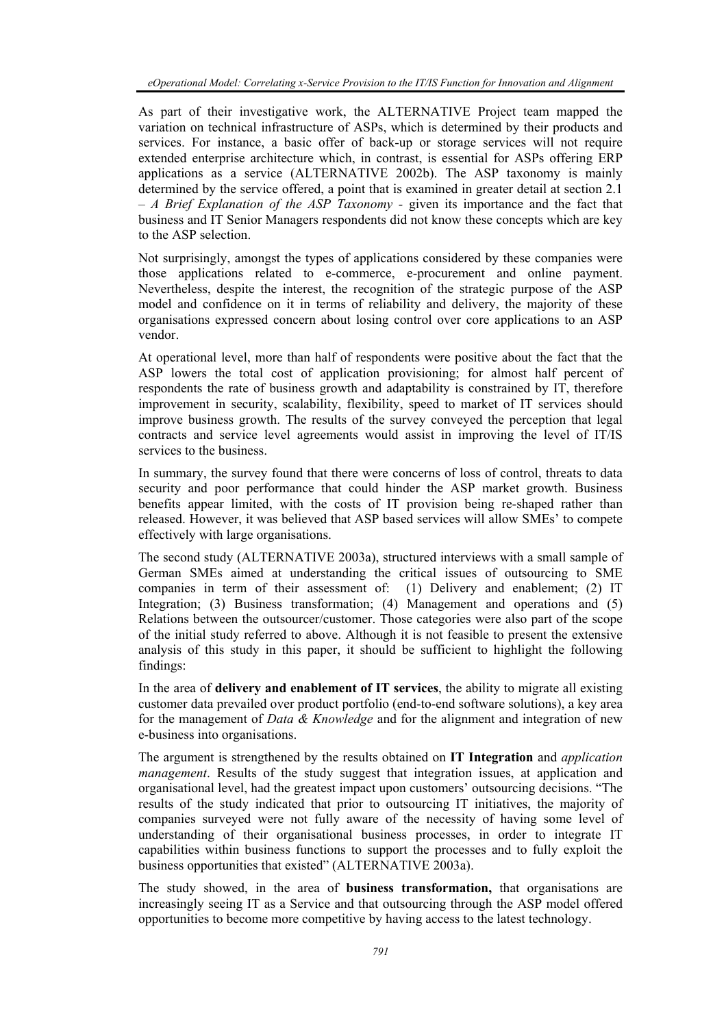As part of their investigative work, the ALTERNATIVE Project team mapped the variation on technical infrastructure of ASPs, which is determined by their products and services. For instance, a basic offer of back-up or storage services will not require extended enterprise architecture which, in contrast, is essential for ASPs offering ERP applications as a service (ALTERNATIVE 2002b). The ASP taxonomy is mainly determined by the service offered, a point that is examined in greater detail at section 2.1 – *A Brief Explanation of the ASP Taxonomy* - given its importance and the fact that business and IT Senior Managers respondents did not know these concepts which are key to the ASP selection.

Not surprisingly, amongst the types of applications considered by these companies were those applications related to e-commerce, e-procurement and online payment. Nevertheless, despite the interest, the recognition of the strategic purpose of the ASP model and confidence on it in terms of reliability and delivery, the majority of these organisations expressed concern about losing control over core applications to an ASP vendor.

At operational level, more than half of respondents were positive about the fact that the ASP lowers the total cost of application provisioning; for almost half percent of respondents the rate of business growth and adaptability is constrained by IT, therefore improvement in security, scalability, flexibility, speed to market of IT services should improve business growth. The results of the survey conveyed the perception that legal contracts and service level agreements would assist in improving the level of IT/IS services to the business.

In summary, the survey found that there were concerns of loss of control, threats to data security and poor performance that could hinder the ASP market growth. Business benefits appear limited, with the costs of IT provision being re-shaped rather than released. However, it was believed that ASP based services will allow SMEs' to compete effectively with large organisations.

The second study (ALTERNATIVE 2003a), structured interviews with a small sample of German SMEs aimed at understanding the critical issues of outsourcing to SME companies in term of their assessment of: (1) Delivery and enablement; (2) IT Integration; (3) Business transformation; (4) Management and operations and (5) Relations between the outsourcer/customer. Those categories were also part of the scope of the initial study referred to above. Although it is not feasible to present the extensive analysis of this study in this paper, it should be sufficient to highlight the following findings:

In the area of **delivery and enablement of IT services**, the ability to migrate all existing customer data prevailed over product portfolio (end-to-end software solutions), a key area for the management of *Data & Knowledge* and for the alignment and integration of new e-business into organisations.

The argument is strengthened by the results obtained on **IT Integration** and *application management*. Results of the study suggest that integration issues, at application and organisational level, had the greatest impact upon customers' outsourcing decisions. "The results of the study indicated that prior to outsourcing IT initiatives, the majority of companies surveyed were not fully aware of the necessity of having some level of understanding of their organisational business processes, in order to integrate IT capabilities within business functions to support the processes and to fully exploit the business opportunities that existed" (ALTERNATIVE 2003a).

The study showed, in the area of **business transformation,** that organisations are increasingly seeing IT as a Service and that outsourcing through the ASP model offered opportunities to become more competitive by having access to the latest technology.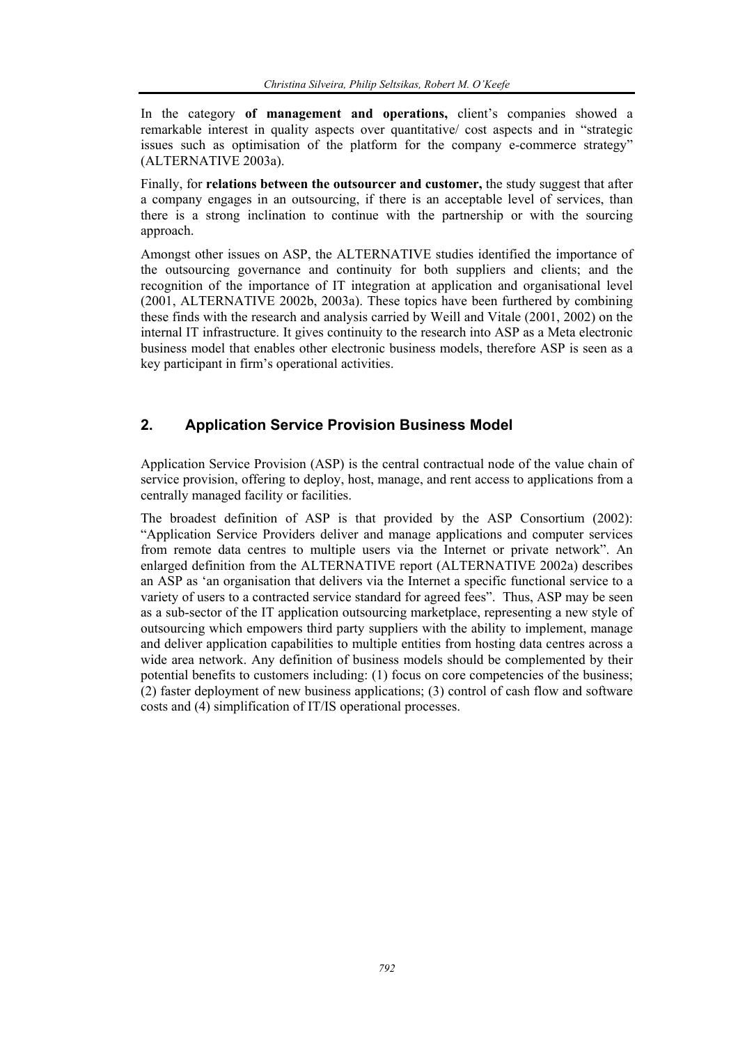In the category **of management and operations,** client's companies showed a remarkable interest in quality aspects over quantitative/ cost aspects and in "strategic issues such as optimisation of the platform for the company e-commerce strategy" (ALTERNATIVE 2003a).

Finally, for **relations between the outsourcer and customer,** the study suggest that after a company engages in an outsourcing, if there is an acceptable level of services, than there is a strong inclination to continue with the partnership or with the sourcing approach.

Amongst other issues on ASP, the ALTERNATIVE studies identified the importance of the outsourcing governance and continuity for both suppliers and clients; and the recognition of the importance of IT integration at application and organisational level (2001, ALTERNATIVE 2002b, 2003a). These topics have been furthered by combining these finds with the research and analysis carried by Weill and Vitale (2001, 2002) on the internal IT infrastructure. It gives continuity to the research into ASP as a Meta electronic business model that enables other electronic business models, therefore ASP is seen as a key participant in firm's operational activities.

## 2. Application Service Provision Business Model

Application Service Provision (ASP) is the central contractual node of the value chain of service provision, offering to deploy, host, manage, and rent access to applications from a centrally managed facility or facilities.

The broadest definition of ASP is that provided by the ASP Consortium (2002): "Application Service Providers deliver and manage applications and computer services from remote data centres to multiple users via the Internet or private network". An enlarged definition from the ALTERNATIVE report (ALTERNATIVE 2002a) describes an ASP as 'an organisation that delivers via the Internet a specific functional service to a variety of users to a contracted service standard for agreed fees". Thus, ASP may be seen as a sub-sector of the IT application outsourcing marketplace, representing a new style of outsourcing which empowers third party suppliers with the ability to implement, manage and deliver application capabilities to multiple entities from hosting data centres across a wide area network. Any definition of business models should be complemented by their potential benefits to customers including: (1) focus on core competencies of the business; (2) faster deployment of new business applications; (3) control of cash flow and software costs and (4) simplification of IT/IS operational processes.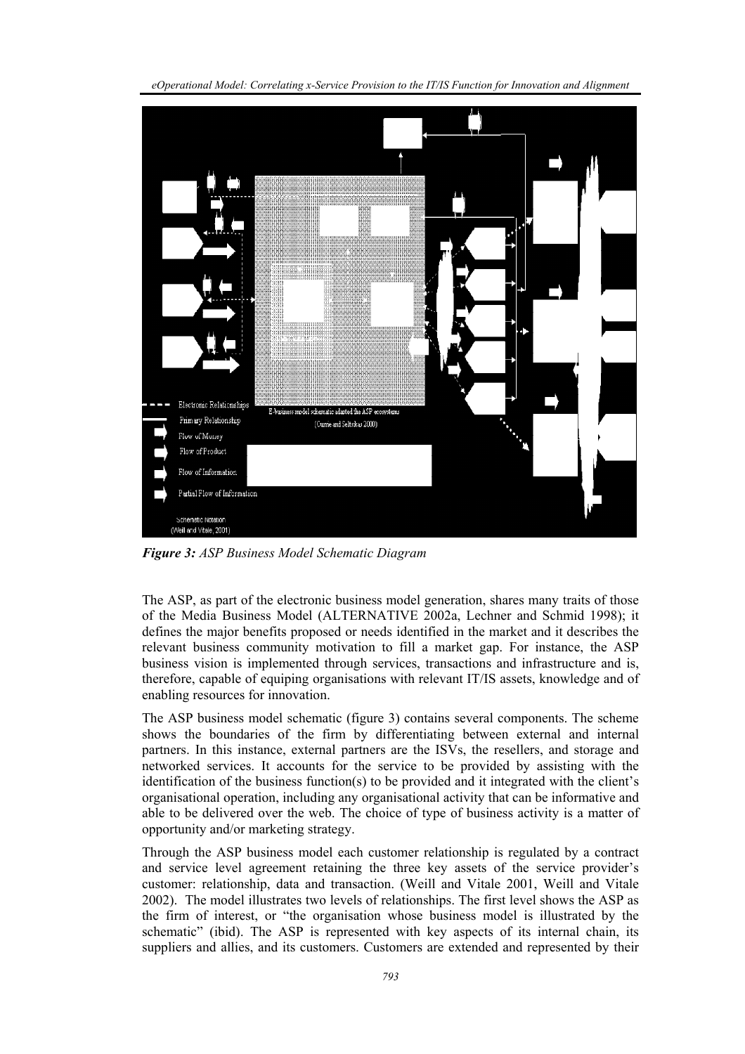*Figure 3: ASP Business Model Schematic Diagram*

The ASP, as part of the electronic business model generation, shares many traits of those of the Media Business Model (ALTERNATIVE 2002a, Lechner and Schmid 1998); it defines the major benefits proposed or needs identified in the market and it describes the relevant business community motivation to fill a market gap. For instance, the ASP business vision is implemented through services, transactions and infrastructure and is, therefore, capable of equiping organisations with relevant IT/IS assets, knowledge and of enabling resources for innovation.

The ASP business model schematic (figure 3) contains several components. The scheme shows the boundaries of the firm by differentiating between external and internal partners. In this instance, external partners are the ISVs, the resellers, and storage and networked services. It accounts for the service to be provided by assisting with the identification of the business function(s) to be provided and it integrated with the client's organisational operation, including any organisational activity that can be informative and able to be delivered over the web. The choice of type of business activity is a matter of opportunity and/or marketing strategy.

Through the ASP business model each customer relationship is regulated by a contract and service level agreement retaining the three key assets of the service provider's customer: relationship, data and transaction. (Weill and Vitale 2001, Weill and Vitale 2002). The model illustrates two levels of relationships. The first level shows the ASP as the firm of interest, or "the organisation whose business model is illustrated by the schematic" (ibid). The ASP is represented with key aspects of its internal chain, its suppliers and allies, and its customers. Customers are extended and represented by their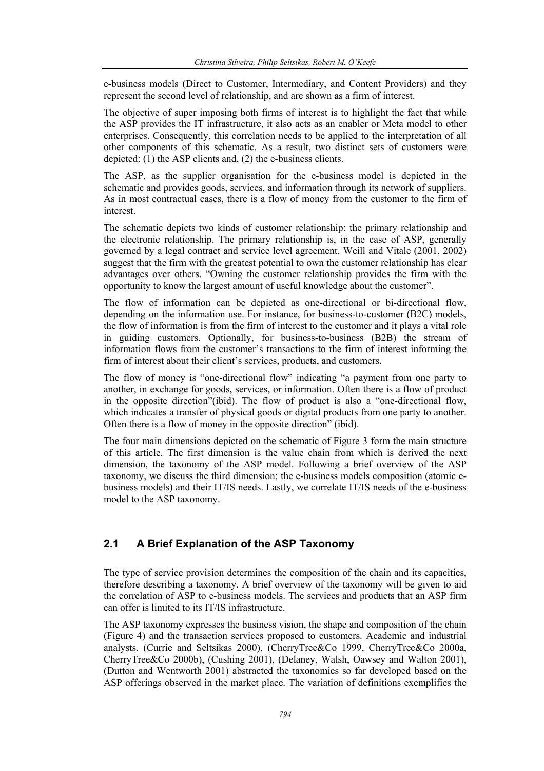e-business models (Direct to Customer, Intermediary, and Content Providers) and they represent the second level of relationship, and are shown as a firm of interest.

The objective of super imposing both firms of interest is to highlight the fact that while the ASP provides the IT infrastructure, it also acts as an enabler or Meta model to other enterprises. Consequently, this correlation needs to be applied to the interpretation of all other components of this schematic. As a result, two distinct sets of customers were depicted: (1) the ASP clients and, (2) the e-business clients.

The ASP, as the supplier organisation for the e-business model is depicted in the schematic and provides goods, services, and information through its network of suppliers. As in most contractual cases, there is a flow of money from the customer to the firm of interest.

The schematic depicts two kinds of customer relationship: the primary relationship and the electronic relationship. The primary relationship is, in the case of ASP, generally governed by a legal contract and service level agreement. Weill and Vitale (2001, 2002) suggest that the firm with the greatest potential to own the customer relationship has clear advantages over others. "Owning the customer relationship provides the firm with the opportunity to know the largest amount of useful knowledge about the customer".

The flow of information can be depicted as one-directional or bi-directional flow, depending on the information use. For instance, for business-to-customer (B2C) models, the flow of information is from the firm of interest to the customer and it plays a vital role in guiding customers. Optionally, for business-to-business (B2B) the stream of information flows from the customer's transactions to the firm of interest informing the firm of interest about their client's services, products, and customers.

The flow of money is "one-directional flow" indicating "a payment from one party to another, in exchange for goods, services, or information. Often there is a flow of product in the opposite direction"(ibid). The flow of product is also a "one-directional flow, which indicates a transfer of physical goods or digital products from one party to another. Often there is a flow of money in the opposite direction" (ibid).

The four main dimensions depicted on the schematic of Figure 3 form the main structure of this article. The first dimension is the value chain from which is derived the next dimension, the taxonomy of the ASP model. Following a brief overview of the ASP taxonomy, we discuss the third dimension: the e-business models composition (atomic e-business models) and their IT/IS needs. Lastly, we correlate IT/IS needs of the e-business model to the ASP taxonomy.

## 2.1 A Brief Explanation of the ASP Taxonomy

The type of service provision determines the composition of the chain and its capacities, therefore describing a taxonomy. A brief overview of the taxonomy will be given to aid the correlation of ASP to e-business models. The services and products that an ASP firm can offer is limited to its IT/IS infrastructure.

The ASP taxonomy expresses the business vision, the shape and composition of the chain (Figure 4) and the transaction services proposed to customers. Academic and industrial analysts, (Currie and Seltsikas 2000), (CherryTree&Co 1999, CherryTree&Co 2000a, CherryTree&Co 2000b), (Cushing 2001), (Delaney, Walsh, Oawsey and Walton 2001), (Dutton and Wentworth 2001) abstracted the taxonomies so far developed based on the ASP offerings observed in the market place. The variation of definitions exemplifies the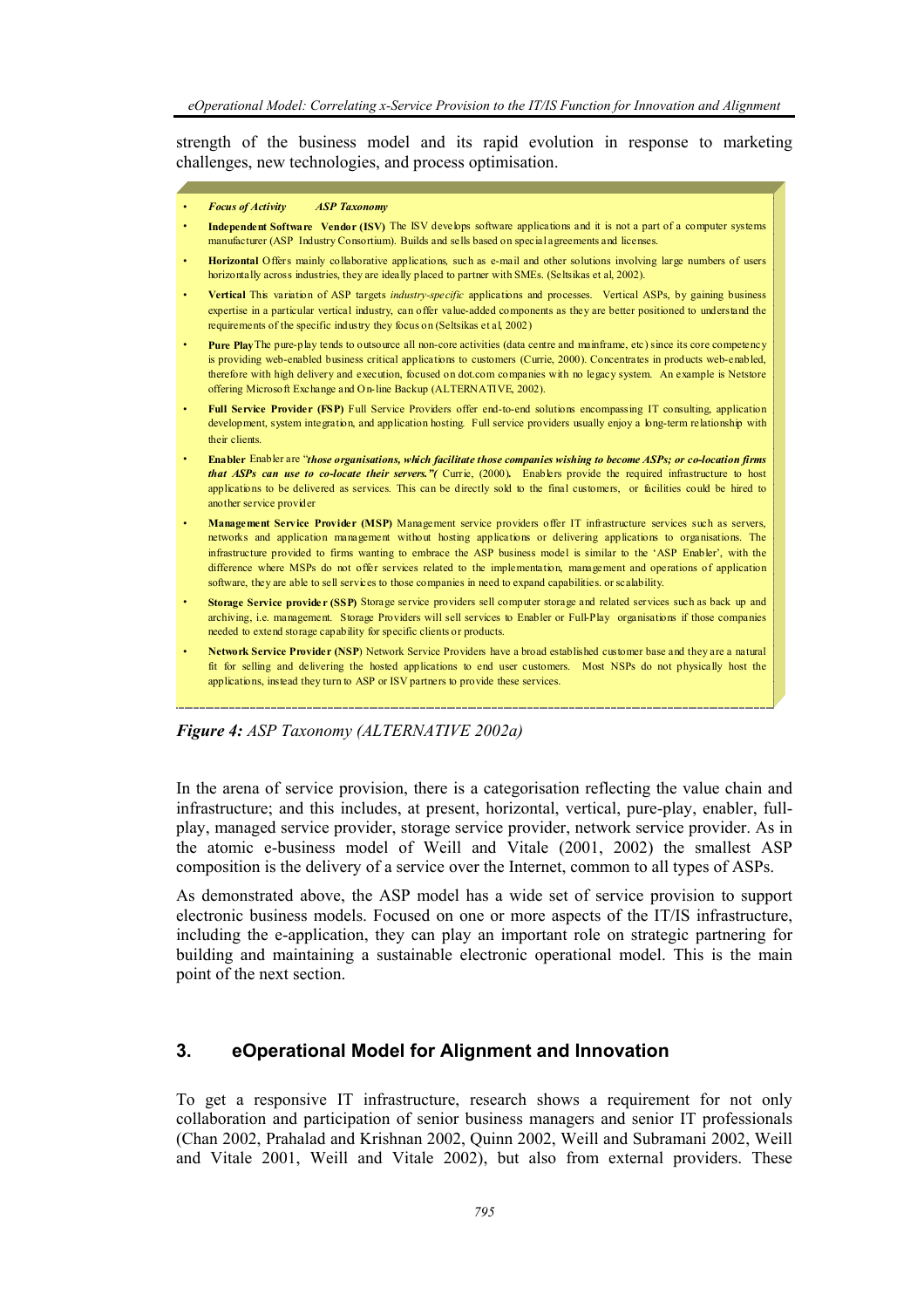strength of the business model and its rapid evolution in response to marketing challenges, new technologies, and process optimisation.

- ***Focus of Activity*** ***ASP Taxonomy***
- **Independent Software Vendor (ISV)** The ISV develops software applications and it is not a part of a computer systems manufacturer (ASP Industry Consortium). Builds and sells based on special agreements and licenses.
- **Horizontal** Offers mainly collaborative applications, such as e-mail and other solutions involving large numbers of users horizontally across industries, they are ideally placed to partner with SMEs. (Seltsikas et al, 2002).
- **Vertical** This variation of ASP targets *industry-specific* applications and processes. Vertical ASPs, by gaining business expertise in a particular vertical industry, can offer value-added components as they are better positioned to understand the requirements of the specific industry they focus on (Seltsikas et al, 2002)
- **Pure Play** The pure-play tends to outsource all non-core activities (data centre and mainframe, etc) since its core competency is providing web-enabled business critical applications to customers (Currie, 2000). Concentrates in products web-enabled, therefore with high delivery and execution, focused on dot.com companies with no legacy system. An example is Netstore offering Microsoft Exchange and On-line Backup (ALTERNATIVE, 2002).
- **Full Service Provider (FSP)** Full Service Providers offer end-to-end solutions encompassing IT consulting, application development, system integration, and application hosting. Full service providers usually enjoy a long-term relationship with their clients.
- **Enabler** Enabler are "***those organisations, which facilitate those companies wishing to become ASPs; or co-location firms that ASPs can use to co-locate their servers."(*** Currie, (2000)**.** Enablers provide the required infrastructure to host applications to be delivered as services. This can be directly sold to the final customers, or facilities could be hired to another service provider
- **Management Service Provider (MSP)** Management service providers offer IT infrastructure services such as servers, networks and application management without hosting applications or delivering applications to organisations. The infrastructure provided to firms wanting to embrace the ASP business model is similar to the 'ASP Enabler', with the difference where MSPs do not offer services related to the implementation, management and operations of application software, they are able to sell services to those companies in need to expand capabilities. or scalability.
- **Storage Service provider (SSP)** Storage service providers sell computer storage and related services such as back up and archiving, i.e. management. Storage Providers will sell services to Enabler or Full-Play organisations if those companies needed to extend storage capability for specific clients or products.
- **Network Service Provider (NSP)** Network Service Providers have a broad established customer base and they are a natural fit for selling and delivering the hosted applications to end user customers. Most NSPs do not physically host the applications, instead they turn to ASP or ISV partners to provide these services.

***Figure 4:*** *ASP Taxonomy (ALTERNATIVE 2002a)*

In the arena of service provision, there is a categorisation reflecting the value chain and infrastructure; and this includes, at present, horizontal, vertical, pure-play, enabler, full-play, managed service provider, storage service provider, network service provider. As in the atomic e-business model of Weill and Vitale (2001, 2002) the smallest ASP composition is the delivery of a service over the Internet, common to all types of ASPs.

As demonstrated above, the ASP model has a wide set of service provision to support electronic business models. Focused on one or more aspects of the IT/IS infrastructure, including the e-application, they can play an important role on strategic partnering for building and maintaining a sustainable electronic operational model. This is the main point of the next section.

## 3. eOperational Model for Alignment and Innovation

To get a responsive IT infrastructure, research shows a requirement for not only collaboration and participation of senior business managers and senior IT professionals (Chan 2002, Prahalad and Krishnan 2002, Quinn 2002, Weill and Subramani 2002, Weill and Vitale 2001, Weill and Vitale 2002), but also from external providers. These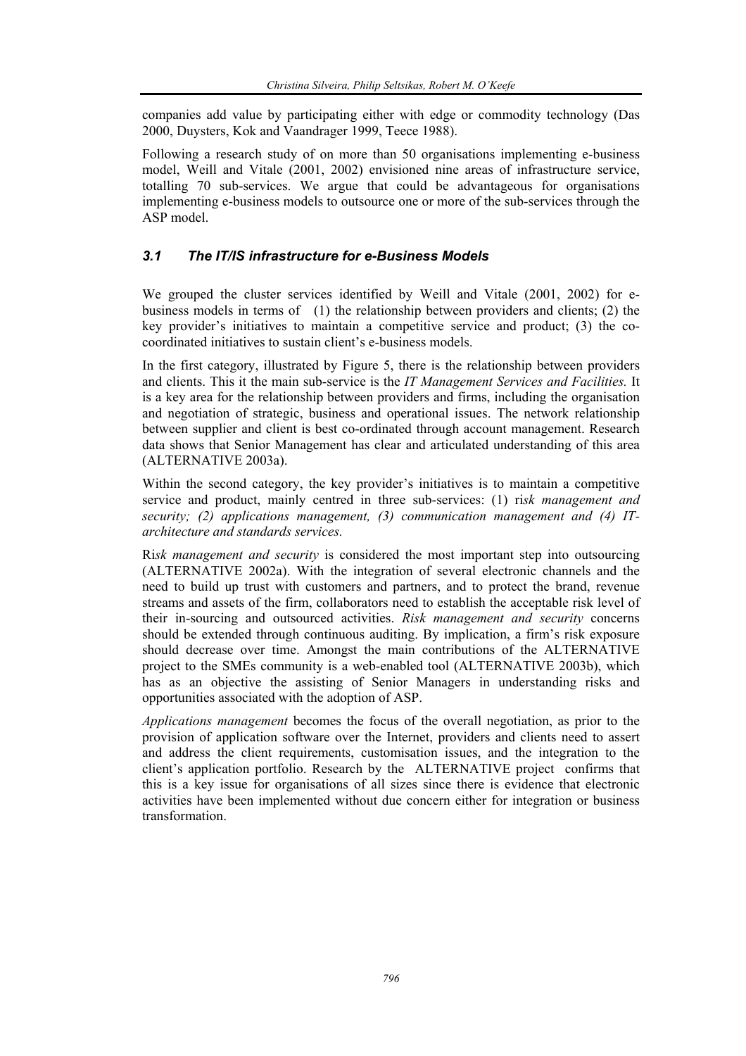companies add value by participating either with edge or commodity technology (Das 2000, Duysters, Kok and Vaandrager 1999, Teece 1988).

Following a research study of on more than 50 organisations implementing e-business model, Weill and Vitale (2001, 2002) envisioned nine areas of infrastructure service, totalling 70 sub-services. We argue that could be advantageous for organisations implementing e-business models to outsource one or more of the sub-services through the ASP model.

### *3.1 The IT/IS infrastructure for e-Business Models*

We grouped the cluster services identified by Weill and Vitale (2001, 2002) for e-business models in terms of (1) the relationship between providers and clients; (2) the key provider's initiatives to maintain a competitive service and product; (3) the co-coordinated initiatives to sustain client's e-business models.

In the first category, illustrated by Figure 5, there is the relationship between providers and clients. This it the main sub-service is the *IT Management Services and Facilities.* It is a key area for the relationship between providers and firms, including the organisation and negotiation of strategic, business and operational issues. The network relationship between supplier and client is best co-ordinated through account management. Research data shows that Senior Management has clear and articulated understanding of this area (ALTERNATIVE 2003a).

Within the second category, the key provider's initiatives is to maintain a competitive service and product, mainly centred in three sub-services: (1) ri*sk management and security; (2) applications management, (3) communication management and (4) IT-architecture and standards services.*

Ri*sk management and security* is considered the most important step into outsourcing (ALTERNATIVE 2002a). With the integration of several electronic channels and the need to build up trust with customers and partners, and to protect the brand, revenue streams and assets of the firm, collaborators need to establish the acceptable risk level of their in-sourcing and outsourced activities. *Risk management and security* concerns should be extended through continuous auditing. By implication, a firm's risk exposure should decrease over time. Amongst the main contributions of the ALTERNATIVE project to the SMEs community is a web-enabled tool (ALTERNATIVE 2003b), which has as an objective the assisting of Senior Managers in understanding risks and opportunities associated with the adoption of ASP.

*Applications management* becomes the focus of the overall negotiation, as prior to the provision of application software over the Internet, providers and clients need to assert and address the client requirements, customisation issues, and the integration to the client's application portfolio. Research by the ALTERNATIVE project confirms that this is a key issue for organisations of all sizes since there is evidence that electronic activities have been implemented without due concern either for integration or business transformation.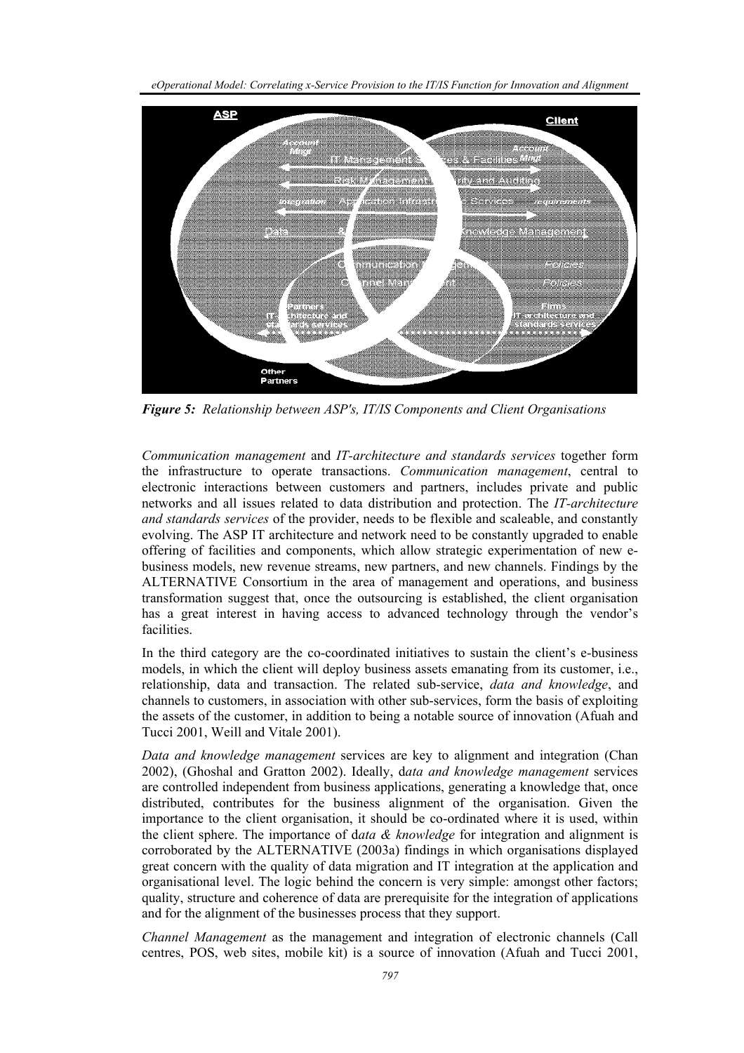*Figure 5: Relationship between ASP's, IT/IS Components and Client Organisations*

*Communication management* and *IT-architecture and standards services* together form the infrastructure to operate transactions. *Communication management*, central to electronic interactions between customers and partners, includes private and public networks and all issues related to data distribution and protection. The *IT-architecture and standards services* of the provider, needs to be flexible and scaleable, and constantly evolving. The ASP IT architecture and network need to be constantly upgraded to enable offering of facilities and components, which allow strategic experimentation of new e-business models, new revenue streams, new partners, and new channels. Findings by the ALTERNATIVE Consortium in the area of management and operations, and business transformation suggest that, once the outsourcing is established, the client organisation has a great interest in having access to advanced technology through the vendor's facilities.

In the third category are the co-coordinated initiatives to sustain the client's e-business models, in which the client will deploy business assets emanating from its customer, i.e., relationship, data and transaction. The related sub-service, *data and knowledge*, and channels to customers, in association with other sub-services, form the basis of exploiting the assets of the customer, in addition to being a notable source of innovation (Afuah and Tucci 2001, Weill and Vitale 2001).

*Data and knowledge management* services are key to alignment and integration (Chan 2002), (Ghoshal and Gratton 2002). Ideally, d*ata and knowledge management* services are controlled independent from business applications, generating a knowledge that, once distributed, contributes for the business alignment of the organisation. Given the importance to the client organisation, it should be co-ordinated where it is used, within the client sphere. The importance of d*ata & knowledge* for integration and alignment is corroborated by the ALTERNATIVE (2003a) findings in which organisations displayed great concern with the quality of data migration and IT integration at the application and organisational level. The logic behind the concern is very simple: amongst other factors; quality, structure and coherence of data are prerequisite for the integration of applications and for the alignment of the businesses process that they support.

*Channel Management* as the management and integration of electronic channels (Call centres, POS, web sites, mobile kit) is a source of innovation (Afuah and Tucci 2001,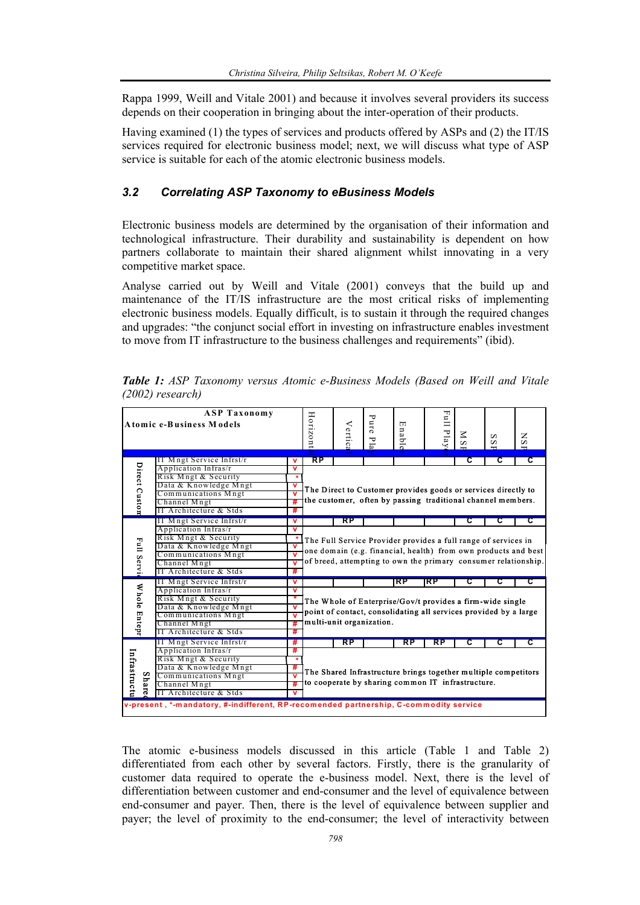Rappa 1999, Weill and Vitale 2001) and because it involves several providers its success depends on their cooperation in bringing about the inter-operation of their products.

Having examined (1) the types of services and products offered by ASPs and (2) the IT/IS services required for electronic business model; next, we will discuss what type of ASP service is suitable for each of the atomic electronic business models.

### 3.2 Correlating ASP Taxonomy to eBusiness Models

Electronic business models are determined by the organisation of their information and technological infrastructure. Their durability and sustainability is dependent on how partners collaborate to maintain their shared alignment whilst innovating in a very competitive market space.

Analyse carried out by Weill and Vitale (2001) conveys that the build up and maintenance of the IT/IS infrastructure are the most critical risks of implementing electronic business models. Equally difficult, is to sustain it through the required changes and upgrades: "the conjunct social effort in investing on infrastructure enables investment to move from IT infrastructure to the business challenges and requirements" (ibid).

***Table 1:*** *ASP Taxonomy versus Atomic e-Business Models (Based on Weill and Vitale (2002) research)*

| Atomic e-Business Models | | | Horizontal | Vertical | Pure Play | Enabler | Full Player | MSP | SSP | NSP |
|---|---|---|---|---|---|---|---|---|---|---|
| Direct Customer | IT Mngt Service Infrst/r | v | RP | | | | | C | C | C |
| | Application Infras/r | v | The Direct to Customer provides goods or services directly to the customer, often by passing traditional channel members. | | | | | | | |
| | Risk Mngt & Security | * | | | | | | | | |
| | Data & Knowledge Mngt | v | | | | | | | | |
| | Communications Mngt | v | | | | | | | | |
| | Channel Mngt | # | | | | | | | | |
| | IT Architecture & Stds | # | | | | | | | | |
| Full Service | IT Mngt Service Infrst/r | v | | RP | | | | C | C | C |
| | Application Infras/r | v | The Full Service Provider provides a full range of services in one domain (e.g. financial, health) from own products and best of breed, attempting to own the primary consumer relationship. | | | | | | | |
| | Risk Mngt & Security | * | | | | | | | | |
| | Data & Knowledge Mngt | v | | | | | | | | |
| | Communications Mngt | v | | | | | | | | |
| | Channel Mngt | v | | | | | | | | |
| | IT Architecture & Stds | # | | | | | | | | |
| Whole Enterprise | IT Mngt Service Infrst/r | v | | | | RP | RP | C | C | C |
| | Application Infras/r | v | The Whole of Enterprise/Gov/t provides a firm-wide single point of contact, consolidating all services provided by a large multi-unit organization. | | | | | | | |
| | Risk Mngt & Security | * | | | | | | | | |
| | Data & Knowledge Mngt | v | | | | | | | | |
| | Communications Mngt | v | | | | | | | | |
| | Channel Mngt | # | | | | | | | | |
| | IT Architecture & Stds | # | | | | | | | | |
| Shared Infrastructure | IT Mngt Service Infrst/r | # | | RP | | RP | RP | C | C | C |
| | Application Infras/r | # | The Shared Infrastructure brings together multiple competitors to cooperate by sharing common IT infrastructure. | | | | | | | |
| | Risk Mngt & Security | * | | | | | | | | |
| | Data & Knowledge Mngt | # | | | | | | | | |
| | Communications Mngt | v | | | | | | | | |
| | Channel Mngt | # | | | | | | | | |
| | IT Architecture & Stds | v | | | | | | | | |

v-present , *-mandatory, #-indifferent, RP-recomended partnership, C-commodity service

The atomic e-business models discussed in this article (Table 1 and Table 2) differentiated from each other by several factors. Firstly, there is the granularity of customer data required to operate the e-business model. Next, there is the level of differentiation between customer and end-consumer and the level of equivalence between end-consumer and payer. Then, there is the level of equivalence between supplier and payer; the level of proximity to the end-consumer; the level of interactivity between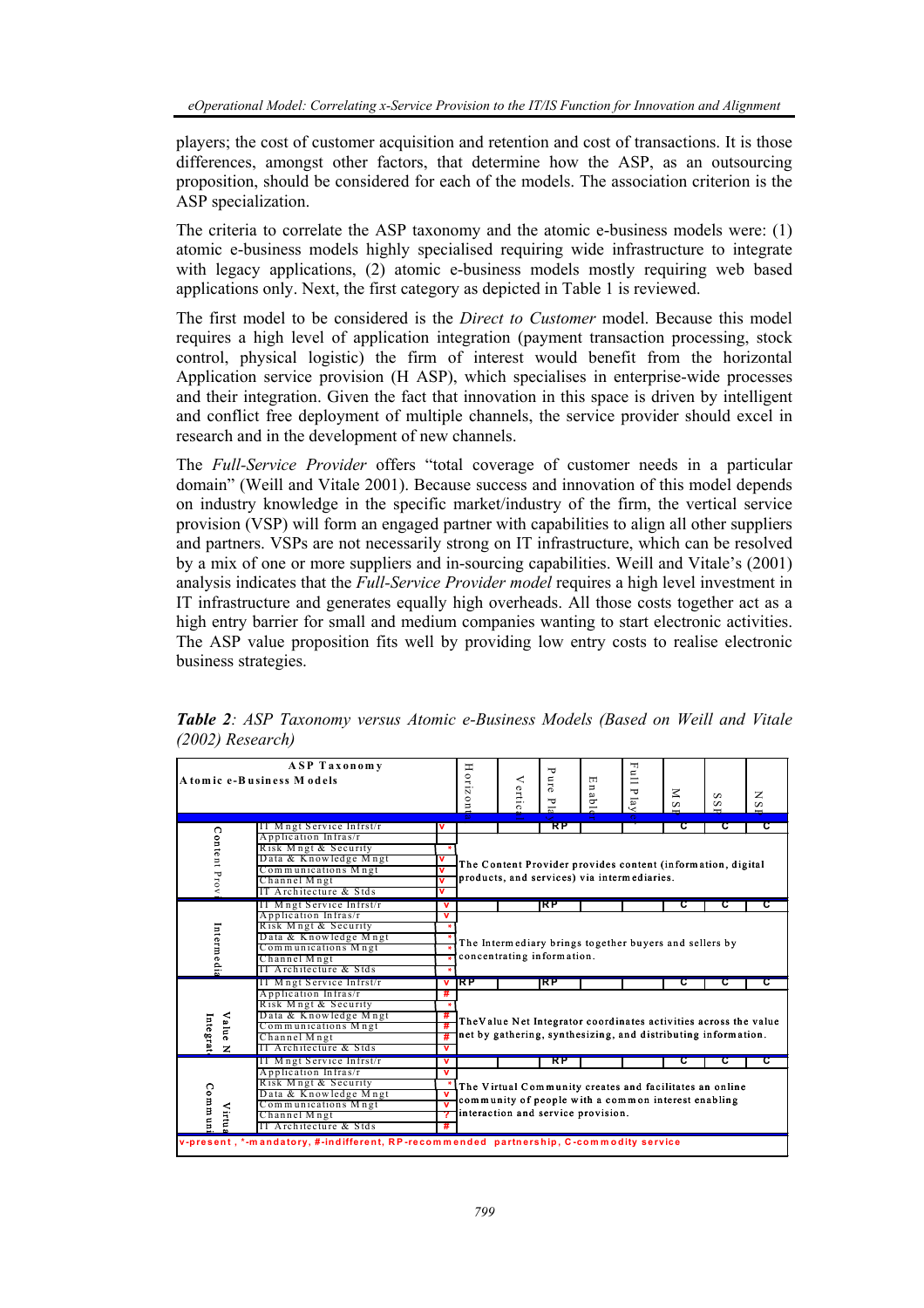players; the cost of customer acquisition and retention and cost of transactions. It is those differences, amongst other factors, that determine how the ASP, as an outsourcing proposition, should be considered for each of the models. The association criterion is the ASP specialization.

The criteria to correlate the ASP taxonomy and the atomic e-business models were: (1) atomic e-business models highly specialised requiring wide infrastructure to integrate with legacy applications, (2) atomic e-business models mostly requiring web based applications only. Next, the first category as depicted in Table 1 is reviewed.

The first model to be considered is the *Direct to Customer* model. Because this model requires a high level of application integration (payment transaction processing, stock control, physical logistic) the firm of interest would benefit from the horizontal Application service provision (H ASP), which specialises in enterprise-wide processes and their integration. Given the fact that innovation in this space is driven by intelligent and conflict free deployment of multiple channels, the service provider should excel in research and in the development of new channels.

The *Full-Service Provider* offers "total coverage of customer needs in a particular domain" (Weill and Vitale 2001). Because success and innovation of this model depends on industry knowledge in the specific market/industry of the firm, the vertical service provision (VSP) will form an engaged partner with capabilities to align all other suppliers and partners. VSPs are not necessarily strong on IT infrastructure, which can be resolved by a mix of one or more suppliers and in-sourcing capabilities. Weill and Vitale's (2001) analysis indicates that the *Full-Service Provider model* requires a high level investment in IT infrastructure and generates equally high overheads. All those costs together act as a high entry barrier for small and medium companies wanting to start electronic activities. The ASP value proposition fits well by providing low entry costs to realise electronic business strategies.

***Table 2****: ASP Taxonomy versus Atomic e-Business Models (Based on Weill and Vitale (2002) Research)*

| Atomic e-Business Models | ASP Taxonomy | | Horizontal | Vertical | Pure Play | Enabler | Full Player | MSP | SSP | NSP |
|---|---|---|---|---|---|---|---|---|---|---|
| Content Provider | IT Mngt Service Infrst/r | v | | | RP | | | C | C | C |
| | Application Infras/r | | The Content Provider provides content (information, digital products, and services) via intermediaries. | | | | | | | |
| | Risk Mngt & Security | * | | | | | | | | |
| | Data & Knowledge Mngt | v | | | | | | | | |
| | Communications Mngt | v | | | | | | | | |
| | Channel Mngt | v | | | | | | | | |
| | IT Architecture & Stds | v | | | | | | | | |
| Intermediary | IT Mngt Service Infrst/r | v | | | RP | | | C | C | C |
| | Application Infras/r | v | The Intermediary brings together buyers and sellers by concentrating information. | | | | | | | |
| | Risk Mngt & Security | * | | | | | | | | |
| | Data & Knowledge Mngt | * | | | | | | | | |
| | Communications Mngt | * | | | | | | | | |
| | Channel Mngt | * | | | | | | | | |
| | IT Architecture & Stds | * | | | | | | | | |
| Value Net Integrator | IT Mngt Service Infrst/r | v | RP | | RP | | | C | C | C |
| | Application Infras/r | # | TheValue Net Integrator coordinates activities across the value net by gathering, synthesizing, and distributing information. | | | | | | | |
| | Risk Mngt & Security | * | | | | | | | | |
| | Data & Knowledge Mngt | # | | | | | | | | |
| | Communications Mngt | # | | | | | | | | |
| | Channel Mngt | # | | | | | | | | |
| | IT Architecture & Stds | v | | | | | | | | |
| Virtual Community | IT Mngt Service Infrst/r | v | | | RP | | | C | C | C |
| | Application Infras/r | v | The Virtual Community creates and facilitates an online community of people with a common interest enabling interaction and service provision. | | | | | | | |
| | Risk Mngt & Security | * | | | | | | | | |
| | Data & Knowledge Mngt | v | | | | | | | | |
| | Communications Mngt | v | | | | | | | | |
| | Channel Mngt | ? | | | | | | | | |
| | IT Architecture & Stds | # | | | | | | | | |

v-present, *-mandatory, #-indifferent, RP-recommended partnership, C-commodity service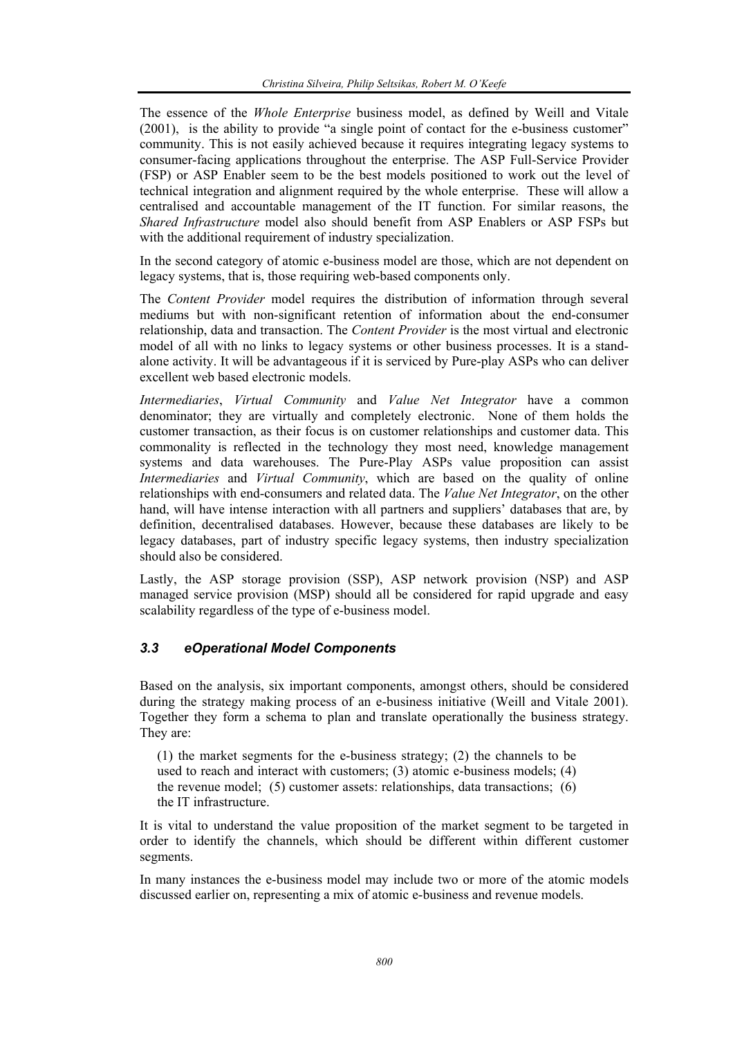The essence of the *Whole Enterprise* business model, as defined by Weill and Vitale (2001), is the ability to provide "a single point of contact for the e-business customer" community. This is not easily achieved because it requires integrating legacy systems to consumer-facing applications throughout the enterprise. The ASP Full-Service Provider (FSP) or ASP Enabler seem to be the best models positioned to work out the level of technical integration and alignment required by the whole enterprise. These will allow a centralised and accountable management of the IT function. For similar reasons, the *Shared Infrastructure* model also should benefit from ASP Enablers or ASP FSPs but with the additional requirement of industry specialization.

In the second category of atomic e-business model are those, which are not dependent on legacy systems, that is, those requiring web-based components only.

The *Content Provider* model requires the distribution of information through several mediums but with non-significant retention of information about the end-consumer relationship, data and transaction. The *Content Provider* is the most virtual and electronic model of all with no links to legacy systems or other business processes. It is a stand-alone activity. It will be advantageous if it is serviced by Pure-play ASPs who can deliver excellent web based electronic models.

*Intermediaries*, *Virtual Community* and *Value Net Integrator* have a common denominator; they are virtually and completely electronic. None of them holds the customer transaction, as their focus is on customer relationships and customer data. This commonality is reflected in the technology they most need, knowledge management systems and data warehouses. The Pure-Play ASPs value proposition can assist *Intermediaries* and *Virtual Community*, which are based on the quality of online relationships with end-consumers and related data. The *Value Net Integrator*, on the other hand, will have intense interaction with all partners and suppliers' databases that are, by definition, decentralised databases. However, because these databases are likely to be legacy databases, part of industry specific legacy systems, then industry specialization should also be considered.

Lastly, the ASP storage provision (SSP), ASP network provision (NSP) and ASP managed service provision (MSP) should all be considered for rapid upgrade and easy scalability regardless of the type of e-business model.

### *3.3 eOperational Model Components*

Based on the analysis, six important components, amongst others, should be considered during the strategy making process of an e-business initiative (Weill and Vitale 2001). Together they form a schema to plan and translate operationally the business strategy. They are:

> (1) the market segments for the e-business strategy; (2) the channels to be used to reach and interact with customers; (3) atomic e-business models; (4) the revenue model; (5) customer assets: relationships, data transactions; (6) the IT infrastructure.

It is vital to understand the value proposition of the market segment to be targeted in order to identify the channels, which should be different within different customer segments.

In many instances the e-business model may include two or more of the atomic models discussed earlier on, representing a mix of atomic e-business and revenue models.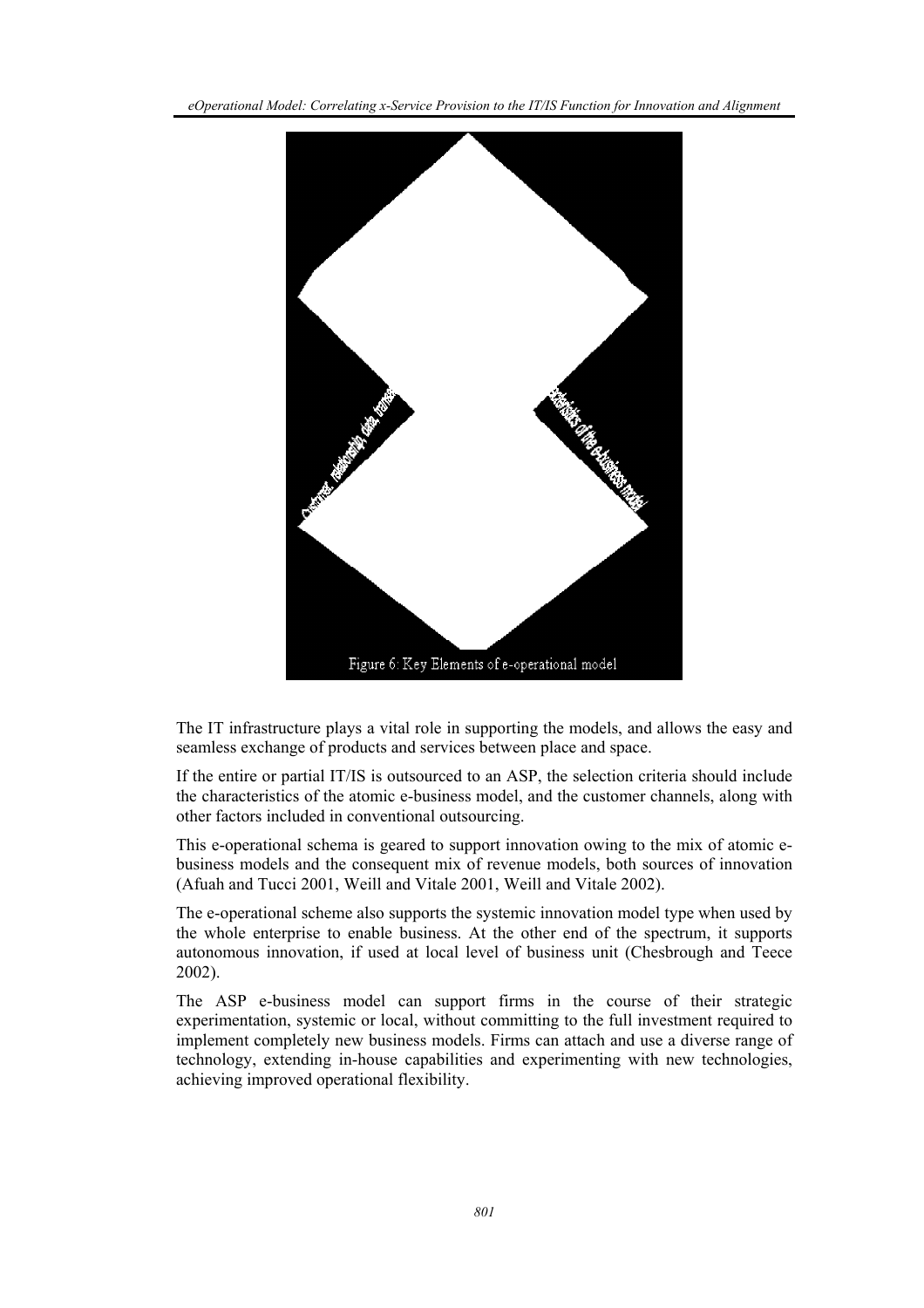Figure 6: Key Elements of e-operational model

The IT infrastructure plays a vital role in supporting the models, and allows the easy and seamless exchange of products and services between place and space.

If the entire or partial IT/IS is outsourced to an ASP, the selection criteria should include the characteristics of the atomic e-business model, and the customer channels, along with other factors included in conventional outsourcing.

This e-operational schema is geared to support innovation owing to the mix of atomic e-business models and the consequent mix of revenue models, both sources of innovation (Afuah and Tucci 2001, Weill and Vitale 2001, Weill and Vitale 2002).

The e-operational scheme also supports the systemic innovation model type when used by the whole enterprise to enable business. At the other end of the spectrum, it supports autonomous innovation, if used at local level of business unit (Chesbrough and Teece 2002).

The ASP e-business model can support firms in the course of their strategic experimentation, systemic or local, without committing to the full investment required to implement completely new business models. Firms can attach and use a diverse range of technology, extending in-house capabilities and experimenting with new technologies, achieving improved operational flexibility.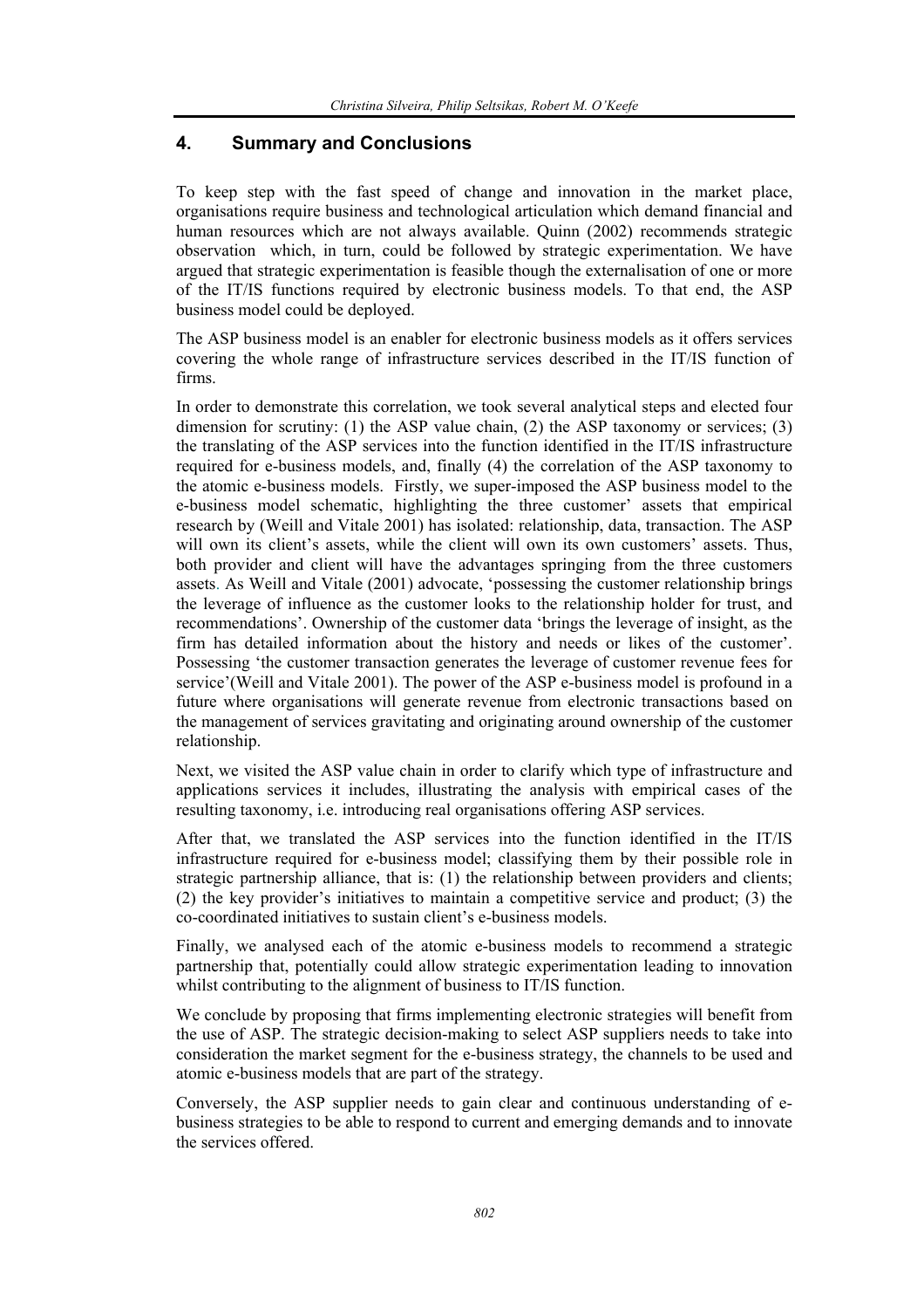## 4. Summary and Conclusions

To keep step with the fast speed of change and innovation in the market place, organisations require business and technological articulation which demand financial and human resources which are not always available. Quinn (2002) recommends strategic observation which, in turn, could be followed by strategic experimentation. We have argued that strategic experimentation is feasible though the externalisation of one or more of the IT/IS functions required by electronic business models. To that end, the ASP business model could be deployed.

The ASP business model is an enabler for electronic business models as it offers services covering the whole range of infrastructure services described in the IT/IS function of firms.

In order to demonstrate this correlation, we took several analytical steps and elected four dimension for scrutiny: (1) the ASP value chain, (2) the ASP taxonomy or services; (3) the translating of the ASP services into the function identified in the IT/IS infrastructure required for e-business models, and, finally (4) the correlation of the ASP taxonomy to the atomic e-business models. Firstly, we super-imposed the ASP business model to the e-business model schematic, highlighting the three customer' assets that empirical research by (Weill and Vitale 2001) has isolated: relationship, data, transaction. The ASP will own its client's assets, while the client will own its own customers' assets. Thus, both provider and client will have the advantages springing from the three customers assets. As Weill and Vitale (2001) advocate, 'possessing the customer relationship brings the leverage of influence as the customer looks to the relationship holder for trust, and recommendations'. Ownership of the customer data 'brings the leverage of insight, as the firm has detailed information about the history and needs or likes of the customer'. Possessing 'the customer transaction generates the leverage of customer revenue fees for service'(Weill and Vitale 2001). The power of the ASP e-business model is profound in a future where organisations will generate revenue from electronic transactions based on the management of services gravitating and originating around ownership of the customer relationship.

Next, we visited the ASP value chain in order to clarify which type of infrastructure and applications services it includes, illustrating the analysis with empirical cases of the resulting taxonomy, i.e. introducing real organisations offering ASP services.

After that, we translated the ASP services into the function identified in the IT/IS infrastructure required for e-business model; classifying them by their possible role in strategic partnership alliance, that is: (1) the relationship between providers and clients; (2) the key provider's initiatives to maintain a competitive service and product; (3) the co-coordinated initiatives to sustain client's e-business models.

Finally, we analysed each of the atomic e-business models to recommend a strategic partnership that, potentially could allow strategic experimentation leading to innovation whilst contributing to the alignment of business to IT/IS function.

We conclude by proposing that firms implementing electronic strategies will benefit from the use of ASP. The strategic decision-making to select ASP suppliers needs to take into consideration the market segment for the e-business strategy, the channels to be used and atomic e-business models that are part of the strategy.

Conversely, the ASP supplier needs to gain clear and continuous understanding of e-business strategies to be able to respond to current and emerging demands and to innovate the services offered.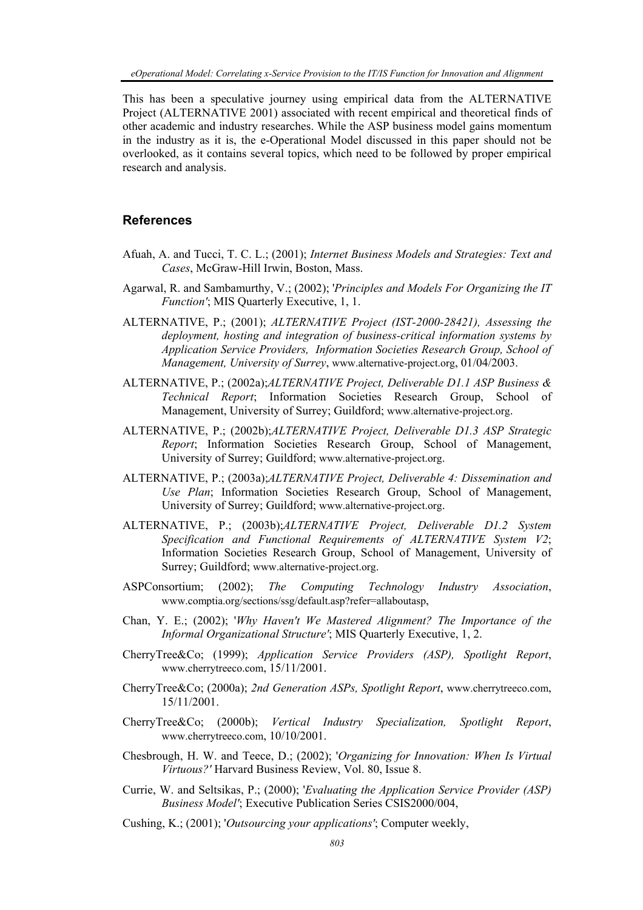This has been a speculative journey using empirical data from the ALTERNATIVE Project (ALTERNATIVE 2001) associated with recent empirical and theoretical finds of other academic and industry researches. While the ASP business model gains momentum in the industry as it is, the e-Operational Model discussed in this paper should not be overlooked, as it contains several topics, which need to be followed by proper empirical research and analysis.

## References

Afuah, A. and Tucci, T. C. L.; (2001); *Internet Business Models and Strategies: Text and Cases*, McGraw-Hill Irwin, Boston, Mass.

Agarwal, R. and Sambamurthy, V.; (2002); '*Principles and Models For Organizing the IT Function'*; MIS Quarterly Executive, 1, 1.

ALTERNATIVE, P.; (2001); *ALTERNATIVE Project (IST-2000-28421), Assessing the deployment, hosting and integration of business-critical information systems by Application Service Providers, Information Societies Research Group, School of Management, University of Surrey*, www.alternative-project.org, 01/04/2003.

ALTERNATIVE, P.; (2002a);*ALTERNATIVE Project, Deliverable D1.1 ASP Business & Technical Report*; Information Societies Research Group, School of Management, University of Surrey; Guildford; www.alternative-project.org.

ALTERNATIVE, P.; (2002b);*ALTERNATIVE Project, Deliverable D1.3 ASP Strategic Report*; Information Societies Research Group, School of Management, University of Surrey; Guildford; www.alternative-project.org.

ALTERNATIVE, P.; (2003a);*ALTERNATIVE Project, Deliverable 4: Dissemination and Use Plan*; Information Societies Research Group, School of Management, University of Surrey; Guildford; www.alternative-project.org.

ALTERNATIVE, P.; (2003b);*ALTERNATIVE Project, Deliverable D1.2 System Specification and Functional Requirements of ALTERNATIVE System V2*; Information Societies Research Group, School of Management, University of Surrey; Guildford; www.alternative-project.org.

ASPConsortium; (2002); *The Computing Technology Industry Association*, www.comptia.org/sections/ssg/default.asp?refer=allaboutasp,

Chan, Y. E.; (2002); '*Why Haven't We Mastered Alignment? The Importance of the Informal Organizational Structure'*; MIS Quarterly Executive, 1, 2.

CherryTree&Co; (1999); *Application Service Providers (ASP), Spotlight Report*, www.cherrytreeco.com, 15/11/2001.

CherryTree&Co; (2000a); *2nd Generation ASPs, Spotlight Report*, www.cherrytreeco.com, 15/11/2001.

CherryTree&Co; (2000b); *Vertical Industry Specialization, Spotlight Report*, www.cherrytreeco.com, 10/10/2001.

Chesbrough, H. W. and Teece, D.; (2002); '*Organizing for Innovation: When Is Virtual Virtuous?'* Harvard Business Review, Vol. 80, Issue 8.

Currie, W. and Seltsikas, P.; (2000); '*Evaluating the Application Service Provider (ASP) Business Model'*; Executive Publication Series CSIS2000/004,

Cushing, K.; (2001); '*Outsourcing your applications'*; Computer weekly,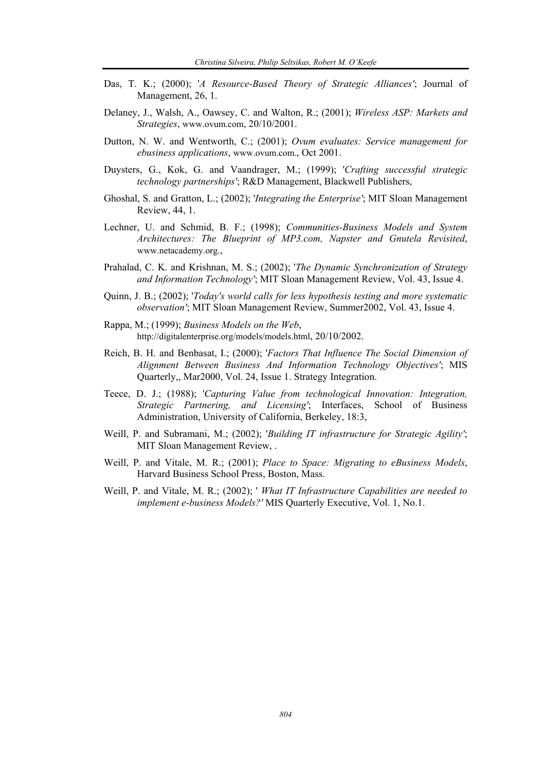Das, T. K.; (2000); '*A Resource-Based Theory of Strategic Alliances'*; Journal of Management, 26, 1.

Delaney, J., Walsh, A., Oawsey, C. and Walton, R.; (2001); *Wireless ASP: Markets and Strategies*, www.ovum.com, 20/10/2001.

Dutton, N. W. and Wentworth, C.; (2001); *Ovum evaluates: Service management for ebusiness applications*, www.ovum.com., Oct 2001.

Duysters, G., Kok, G. and Vaandrager, M.; (1999); '*Crafting successful strategic technology partnerships'*; R&D Management, Blackwell Publishers,

Ghoshal, S. and Gratton, L.; (2002); '*Integrating the Enterprise'*; MIT Sloan Management Review, 44, 1.

Lechner, U. and Schmid, B. F.; (1998); *Communities-Business Models and System Architectures: The Blueprint of MP3.com, Napster and Gnutela Revisited*, www.netacademy.org.,

Prahalad, C. K. and Krishnan, M. S.; (2002); '*The Dynamic Synchronization of Strategy and Information Technology'*; MIT Sloan Management Review, Vol. 43, Issue 4.

Quinn, J. B.; (2002); '*Today's world calls for less hypothesis testing and more systematic observation'*; MIT Sloan Management Review, Summer2002, Vol. 43, Issue 4.

Rappa, M.; (1999); *Business Models on the Web*, http://digitalenterprise.org/models/models.html, 20/10/2002.

Reich, B. H. and Benbasat, I.; (2000); '*Factors That Influence The Social Dimension of Alignment Between Business And Information Technology Objectives'*; MIS Quarterly,, Mar2000, Vol. 24, Issue 1. Strategy Integration.

Teece, D. J.; (1988); '*Capturing Value from technological Innovation: Integration, Strategic Partnering, and Licensing'*; Interfaces, School of Business Administration, University of California, Berkeley, 18:3,

Weill, P. and Subramani, M.; (2002); '*Building IT infrastructure for Strategic Agility'*; MIT Sloan Management Review, .

Weill, P. and Vitale, M. R.; (2001); *Place to Space: Migrating to eBusiness Models*, Harvard Business School Press, Boston, Mass.

Weill, P. and Vitale, M. R.; (2002); ' *What IT Infrastructure Capabilities are needed to implement e-business Models?'* MIS Quarterly Executive, Vol. 1, No.1.